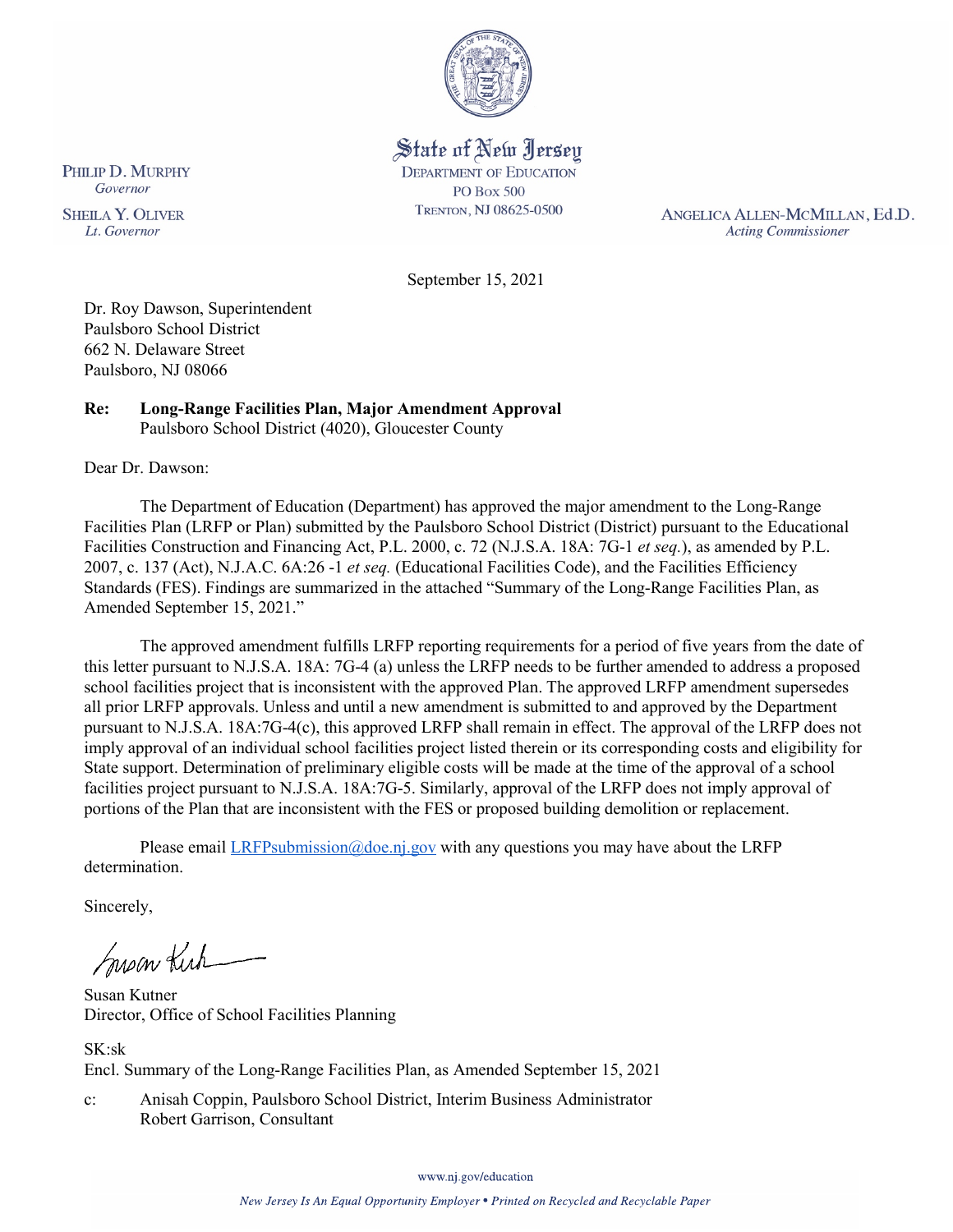State of New Jersey
DEPARTMENT OF EDUCATION
PO Box 500
TRENTON, NJ 08625-0500

PHILIP D. MURPHY
*Governor*

SHEILA Y. OLIVER
*Lt. Governor*

ANGELICA ALLEN-MCMILLAN, Ed.D.
*Acting Commissioner*

September 15, 2021

Dr. Roy Dawson, Superintendent
Paulsboro School District
662 N. Delaware Street
Paulsboro, NJ 08066

**Re: Long-Range Facilities Plan, Major Amendment Approval**
Paulsboro School District (4020), Gloucester County

Dear Dr. Dawson:

The Department of Education (Department) has approved the major amendment to the Long-Range Facilities Plan (LRFP or Plan) submitted by the Paulsboro School District (District) pursuant to the Educational Facilities Construction and Financing Act, P.L. 2000, c. 72 (N.J.S.A. 18A: 7G-1 *et seq.*), as amended by P.L. 2007, c. 137 (Act), N.J.A.C. 6A:26 -1 *et seq.* (Educational Facilities Code), and the Facilities Efficiency Standards (FES). Findings are summarized in the attached "Summary of the Long-Range Facilities Plan, as Amended September 15, 2021."

The approved amendment fulfills LRFP reporting requirements for a period of five years from the date of this letter pursuant to N.J.S.A. 18A: 7G-4 (a) unless the LRFP needs to be further amended to address a proposed school facilities project that is inconsistent with the approved Plan. The approved LRFP amendment supersedes all prior LRFP approvals. Unless and until a new amendment is submitted to and approved by the Department pursuant to N.J.S.A. 18A:7G-4(c), this approved LRFP shall remain in effect. The approval of the LRFP does not imply approval of an individual school facilities project listed therein or its corresponding costs and eligibility for State support. Determination of preliminary eligible costs will be made at the time of the approval of a school facilities project pursuant to N.J.S.A. 18A:7G-5. Similarly, approval of the LRFP does not imply approval of portions of the Plan that are inconsistent with the FES or proposed building demolition or replacement.

Please email LRFPsubmission@doe.nj.gov with any questions you may have about the LRFP determination.

Sincerely,

Susan Kutner
Director, Office of School Facilities Planning

SK:sk
Encl. Summary of the Long-Range Facilities Plan, as Amended September 15, 2021

c: Anisah Coppin, Paulsboro School District, Interim Business Administrator
Robert Garrison, Consultant

www.nj.gov/education

*New Jersey Is An Equal Opportunity Employer • Printed on Recycled and Recyclable Paper*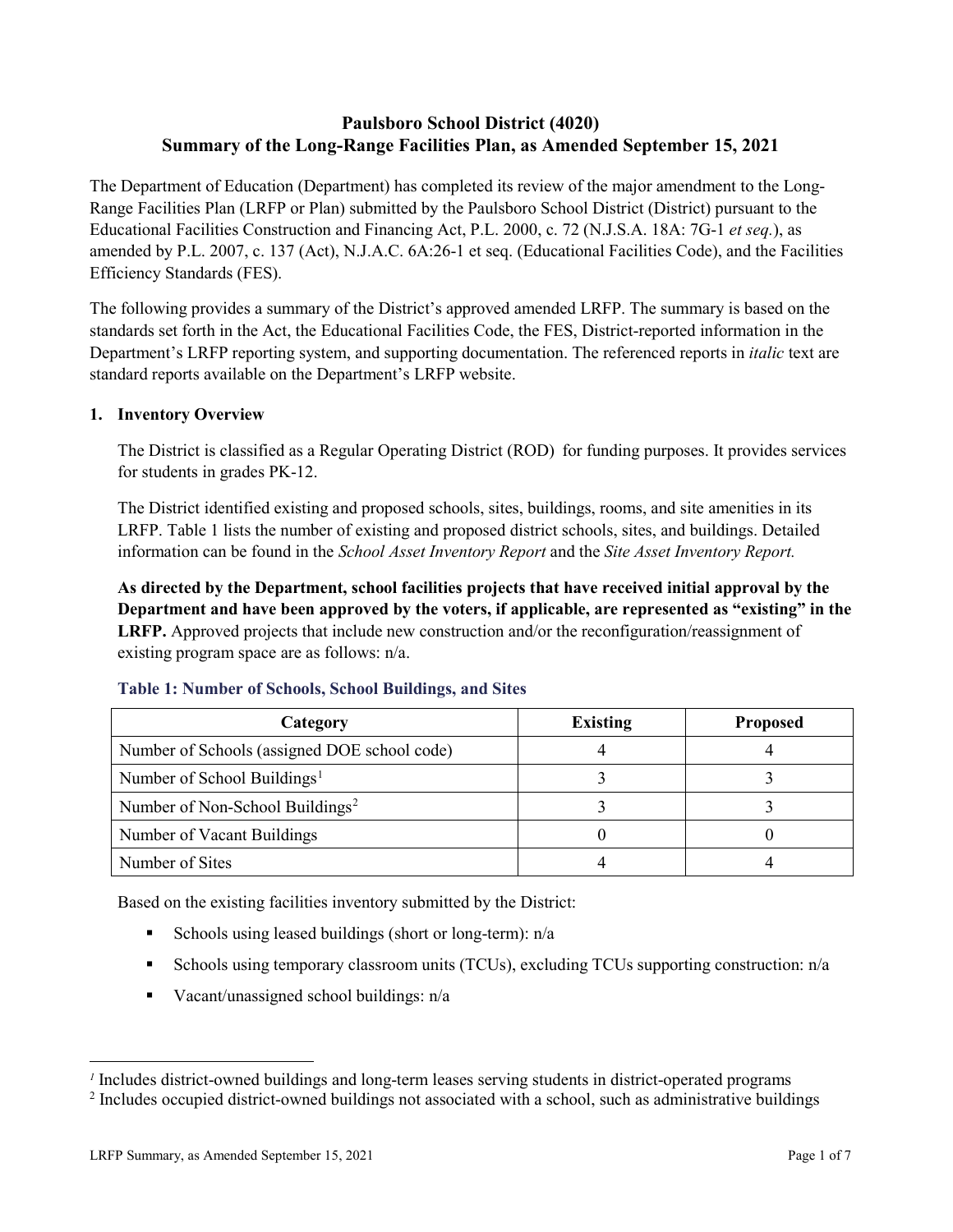# Paulsboro School District (4020)
# Summary of the Long-Range Facilities Plan, as Amended September 15, 2021

The Department of Education (Department) has completed its review of the major amendment to the Long-Range Facilities Plan (LRFP or Plan) submitted by the Paulsboro School District (District) pursuant to the Educational Facilities Construction and Financing Act, P.L. 2000, c. 72 (N.J.S.A. 18A: 7G-1 *et seq.*), as amended by P.L. 2007, c. 137 (Act), N.J.A.C. 6A:26-1 et seq. (Educational Facilities Code), and the Facilities Efficiency Standards (FES).

The following provides a summary of the District's approved amended LRFP. The summary is based on the standards set forth in the Act, the Educational Facilities Code, the FES, District-reported information in the Department's LRFP reporting system, and supporting documentation. The referenced reports in *italic* text are standard reports available on the Department's LRFP website.

## 1. Inventory Overview

The District is classified as a Regular Operating District (ROD) for funding purposes. It provides services for students in grades PK-12.

The District identified existing and proposed schools, sites, buildings, rooms, and site amenities in its LRFP. Table 1 lists the number of existing and proposed district schools, sites, and buildings. Detailed information can be found in the *School Asset Inventory Report* and the *Site Asset Inventory Report.*

**As directed by the Department, school facilities projects that have received initial approval by the Department and have been approved by the voters, if applicable, are represented as "existing" in the LRFP.** Approved projects that include new construction and/or the reconfiguration/reassignment of existing program space are as follows: n/a.

### Table 1: Number of Schools, School Buildings, and Sites

| Category | Existing | Proposed |
|---|---|---|
| Number of Schools (assigned DOE school code) | 4 | 4 |
| Number of School Buildings[1] | 3 | 3 |
| Number of Non-School Buildings[2] | 3 | 3 |
| Number of Vacant Buildings | 0 | 0 |
| Number of Sites | 4 | 4 |

Based on the existing facilities inventory submitted by the District:

- Schools using leased buildings (short or long-term): n/a
- Schools using temporary classroom units (TCUs), excluding TCUs supporting construction: n/a
- Vacant/unassigned school buildings: n/a

[1] Includes district-owned buildings and long-term leases serving students in district-operated programs

[2] Includes occupied district-owned buildings not associated with a school, such as administrative buildings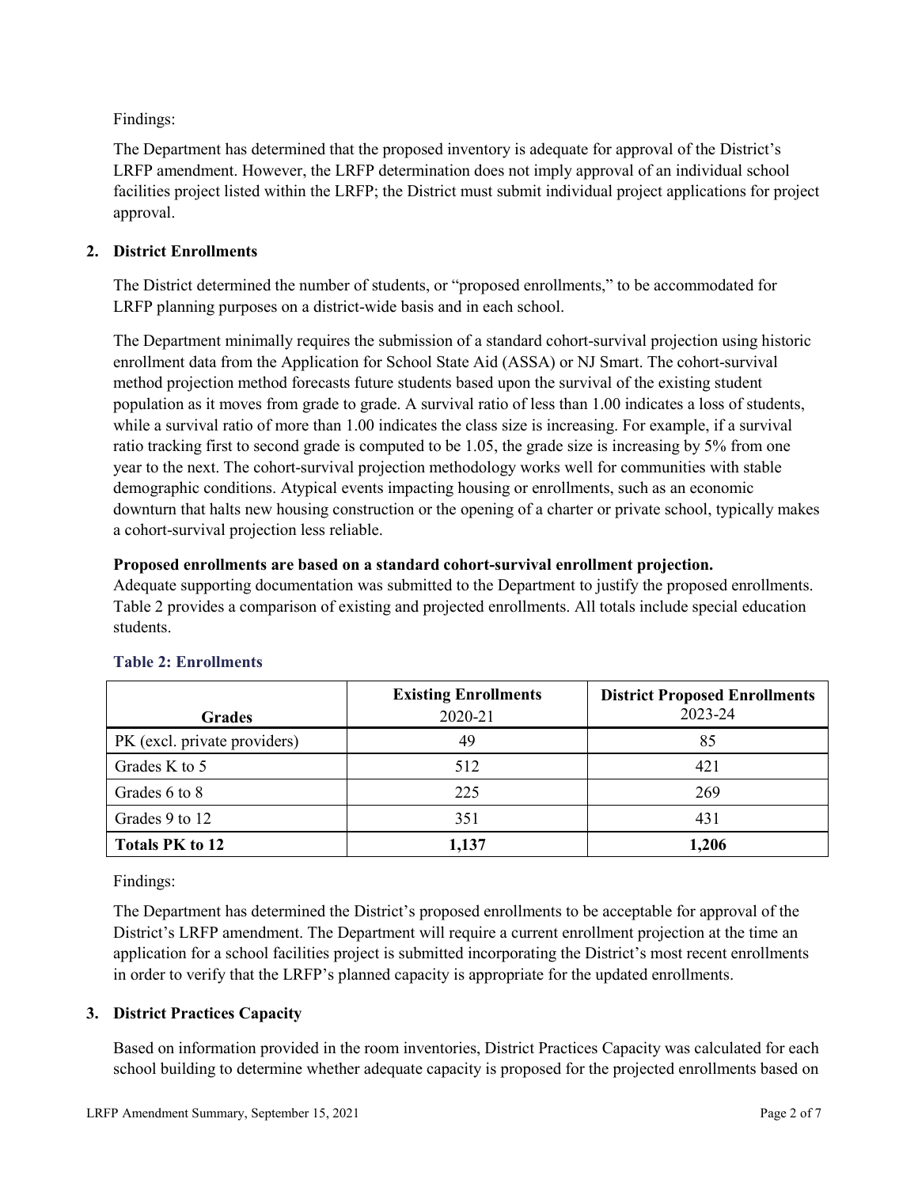Findings:

The Department has determined that the proposed inventory is adequate for approval of the District's LRFP amendment. However, the LRFP determination does not imply approval of an individual school facilities project listed within the LRFP; the District must submit individual project applications for project approval.

## 2. District Enrollments

The District determined the number of students, or "proposed enrollments," to be accommodated for LRFP planning purposes on a district-wide basis and in each school.

The Department minimally requires the submission of a standard cohort-survival projection using historic enrollment data from the Application for School State Aid (ASSA) or NJ Smart. The cohort-survival method projection method forecasts future students based upon the survival of the existing student population as it moves from grade to grade. A survival ratio of less than 1.00 indicates a loss of students, while a survival ratio of more than 1.00 indicates the class size is increasing. For example, if a survival ratio tracking first to second grade is computed to be 1.05, the grade size is increasing by 5% from one year to the next. The cohort-survival projection methodology works well for communities with stable demographic conditions. Atypical events impacting housing or enrollments, such as an economic downturn that halts new housing construction or the opening of a charter or private school, typically makes a cohort-survival projection less reliable.

**Proposed enrollments are based on a standard cohort-survival enrollment projection.**

Adequate supporting documentation was submitted to the Department to justify the proposed enrollments. Table 2 provides a comparison of existing and projected enrollments. All totals include special education students.

**Table 2: Enrollments**

| Grades | **Existing Enrollments** 2020-21 | **District Proposed Enrollments** 2023-24 |
|---|---|---|
| PK (excl. private providers) | 49 | 85 |
| Grades K to 5 | 512 | 421 |
| Grades 6 to 8 | 225 | 269 |
| Grades 9 to 12 | 351 | 431 |
| **Totals PK to 12** | **1,137** | **1,206** |

Findings:

The Department has determined the District's proposed enrollments to be acceptable for approval of the District's LRFP amendment. The Department will require a current enrollment projection at the time an application for a school facilities project is submitted incorporating the District's most recent enrollments in order to verify that the LRFP's planned capacity is appropriate for the updated enrollments.

## 3. District Practices Capacity

Based on information provided in the room inventories, District Practices Capacity was calculated for each school building to determine whether adequate capacity is proposed for the projected enrollments based on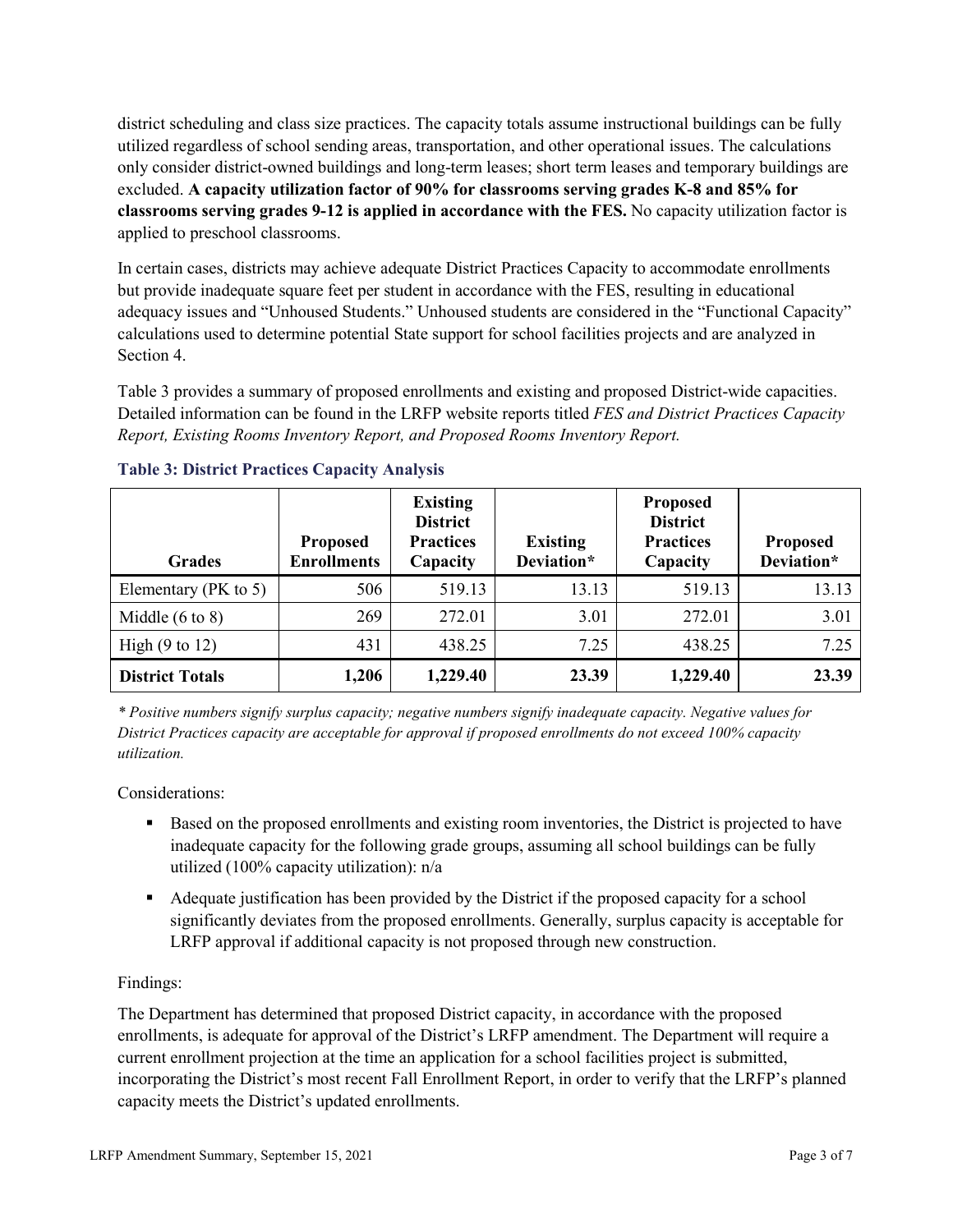district scheduling and class size practices. The capacity totals assume instructional buildings can be fully utilized regardless of school sending areas, transportation, and other operational issues. The calculations only consider district-owned buildings and long-term leases; short term leases and temporary buildings are excluded. **A capacity utilization factor of 90% for classrooms serving grades K-8 and 85% for classrooms serving grades 9-12 is applied in accordance with the FES.** No capacity utilization factor is applied to preschool classrooms.

In certain cases, districts may achieve adequate District Practices Capacity to accommodate enrollments but provide inadequate square feet per student in accordance with the FES, resulting in educational adequacy issues and "Unhoused Students." Unhoused students are considered in the "Functional Capacity" calculations used to determine potential State support for school facilities projects and are analyzed in Section 4.

Table 3 provides a summary of proposed enrollments and existing and proposed District-wide capacities. Detailed information can be found in the LRFP website reports titled *FES and District Practices Capacity Report, Existing Rooms Inventory Report, and Proposed Rooms Inventory Report.*

### Table 3: District Practices Capacity Analysis

| Grades | Proposed Enrollments | Existing District Practices Capacity | Existing Deviation* | Proposed District Practices Capacity | Proposed Deviation* |
|---|---|---|---|---|---|
| Elementary (PK to 5) | 506 | 519.13 | 13.13 | 519.13 | 13.13 |
| Middle (6 to 8) | 269 | 272.01 | 3.01 | 272.01 | 3.01 |
| High (9 to 12) | 431 | 438.25 | 7.25 | 438.25 | 7.25 |
| **District Totals** | **1,206** | **1,229.40** | **23.39** | **1,229.40** | **23.39** |

*\* Positive numbers signify surplus capacity; negative numbers signify inadequate capacity. Negative values for District Practices capacity are acceptable for approval if proposed enrollments do not exceed 100% capacity utilization.*

Considerations:

- Based on the proposed enrollments and existing room inventories, the District is projected to have inadequate capacity for the following grade groups, assuming all school buildings can be fully utilized (100% capacity utilization): n/a
- Adequate justification has been provided by the District if the proposed capacity for a school significantly deviates from the proposed enrollments. Generally, surplus capacity is acceptable for LRFP approval if additional capacity is not proposed through new construction.

Findings:

The Department has determined that proposed District capacity, in accordance with the proposed enrollments, is adequate for approval of the District's LRFP amendment. The Department will require a current enrollment projection at the time an application for a school facilities project is submitted, incorporating the District's most recent Fall Enrollment Report, in order to verify that the LRFP's planned capacity meets the District's updated enrollments.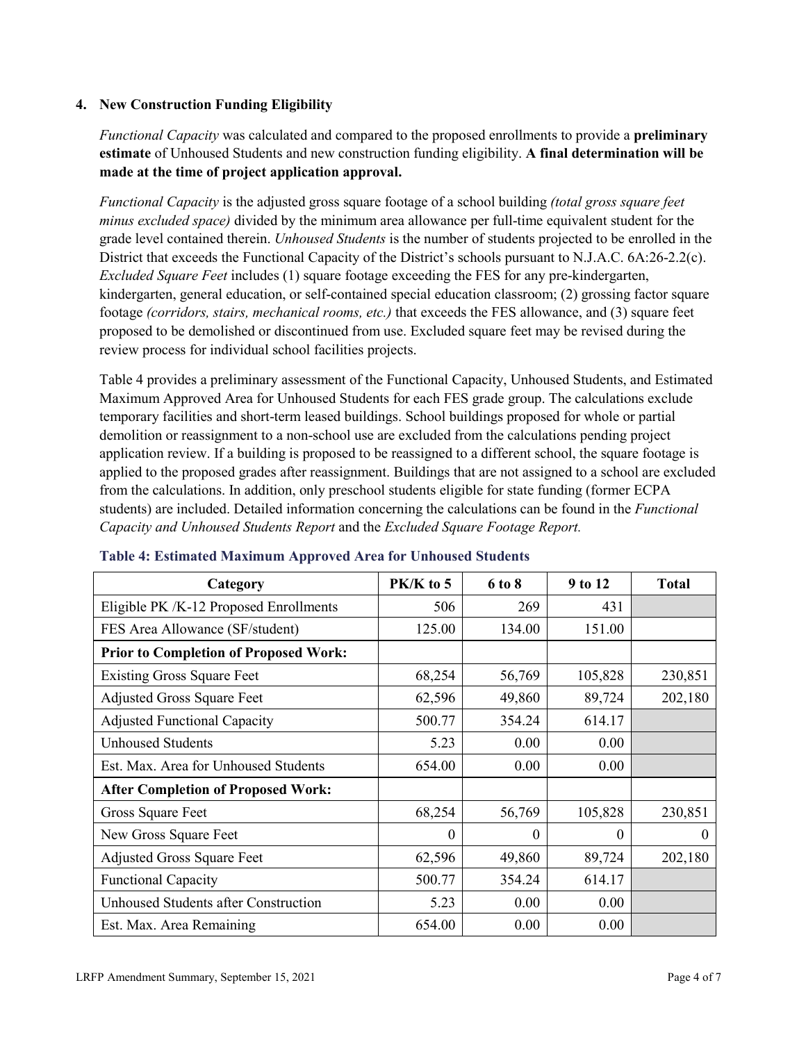## 4. New Construction Funding Eligibility

*Functional Capacity* was calculated and compared to the proposed enrollments to provide a **preliminary estimate** of Unhoused Students and new construction funding eligibility. **A final determination will be made at the time of project application approval.**

*Functional Capacity* is the adjusted gross square footage of a school building *(total gross square feet minus excluded space)* divided by the minimum area allowance per full-time equivalent student for the grade level contained therein. *Unhoused Students* is the number of students projected to be enrolled in the District that exceeds the Functional Capacity of the District's schools pursuant to N.J.A.C. 6A:26-2.2(c). *Excluded Square Feet* includes (1) square footage exceeding the FES for any pre-kindergarten, kindergarten, general education, or self-contained special education classroom; (2) grossing factor square footage *(corridors, stairs, mechanical rooms, etc.)* that exceeds the FES allowance, and (3) square feet proposed to be demolished or discontinued from use. Excluded square feet may be revised during the review process for individual school facilities projects.

Table 4 provides a preliminary assessment of the Functional Capacity, Unhoused Students, and Estimated Maximum Approved Area for Unhoused Students for each FES grade group. The calculations exclude temporary facilities and short-term leased buildings. School buildings proposed for whole or partial demolition or reassignment to a non-school use are excluded from the calculations pending project application review. If a building is proposed to be reassigned to a different school, the square footage is applied to the proposed grades after reassignment. Buildings that are not assigned to a school are excluded from the calculations. In addition, only preschool students eligible for state funding (former ECPA students) are included. Detailed information concerning the calculations can be found in the *Functional Capacity and Unhoused Students Report* and the *Excluded Square Footage Report.*

**Table 4: Estimated Maximum Approved Area for Unhoused Students**

| Category | PK/K to 5 | 6 to 8 | 9 to 12 | Total |
|---|---|---|---|---|
| Eligible PK /K-12 Proposed Enrollments | 506 | 269 | 431 | |
| FES Area Allowance (SF/student) | 125.00 | 134.00 | 151.00 | |
| **Prior to Completion of Proposed Work:** | | | | |
| Existing Gross Square Feet | 68,254 | 56,769 | 105,828 | 230,851 |
| Adjusted Gross Square Feet | 62,596 | 49,860 | 89,724 | 202,180 |
| Adjusted Functional Capacity | 500.77 | 354.24 | 614.17 | |
| Unhoused Students | 5.23 | 0.00 | 0.00 | |
| Est. Max. Area for Unhoused Students | 654.00 | 0.00 | 0.00 | |
| **After Completion of Proposed Work:** | | | | |
| Gross Square Feet | 68,254 | 56,769 | 105,828 | 230,851 |
| New Gross Square Feet | 0 | 0 | 0 | 0 |
| Adjusted Gross Square Feet | 62,596 | 49,860 | 89,724 | 202,180 |
| Functional Capacity | 500.77 | 354.24 | 614.17 | |
| Unhoused Students after Construction | 5.23 | 0.00 | 0.00 | |
| Est. Max. Area Remaining | 654.00 | 0.00 | 0.00 | |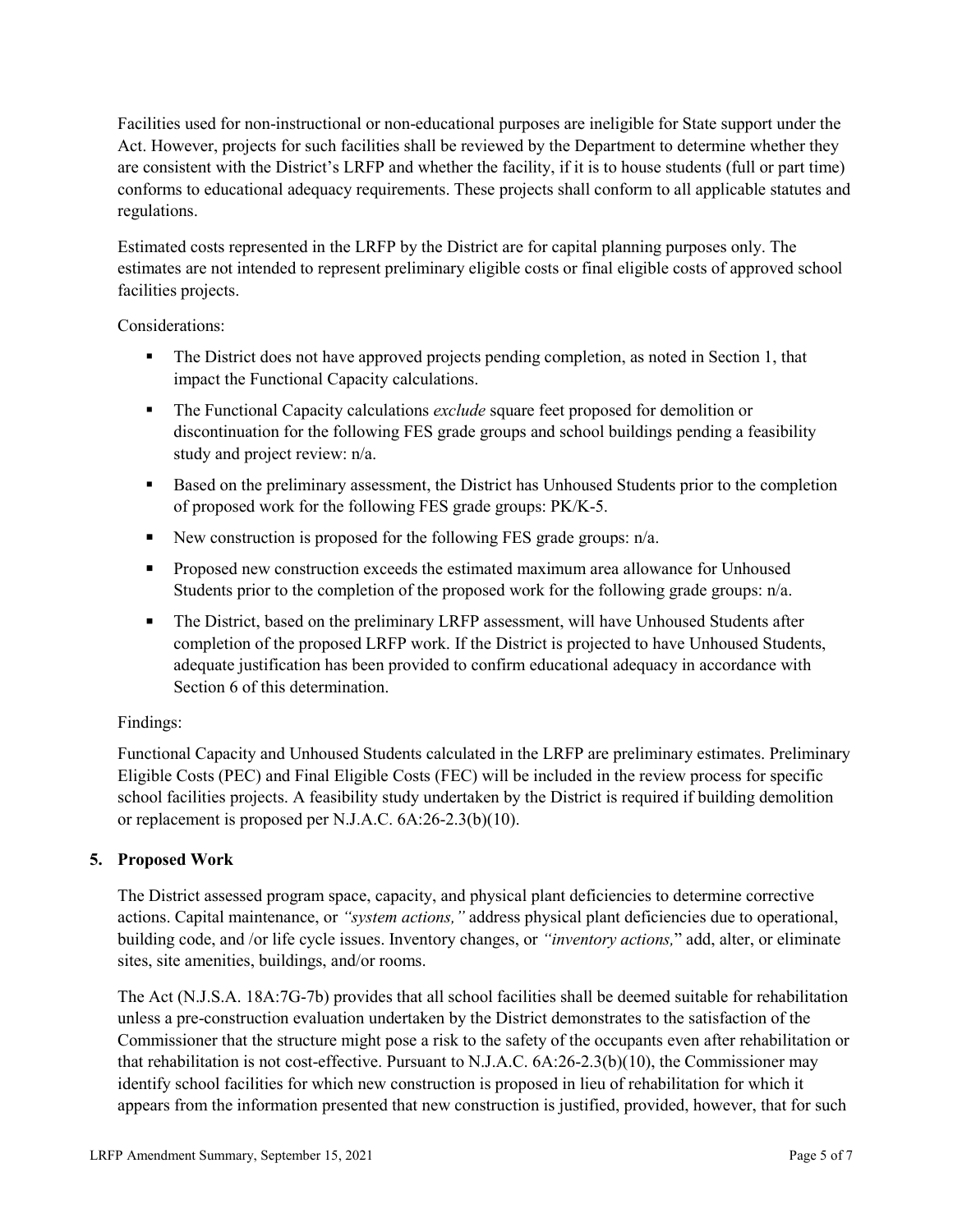Facilities used for non-instructional or non-educational purposes are ineligible for State support under the Act. However, projects for such facilities shall be reviewed by the Department to determine whether they are consistent with the District's LRFP and whether the facility, if it is to house students (full or part time) conforms to educational adequacy requirements. These projects shall conform to all applicable statutes and regulations.

Estimated costs represented in the LRFP by the District are for capital planning purposes only. The estimates are not intended to represent preliminary eligible costs or final eligible costs of approved school facilities projects.

Considerations:

- The District does not have approved projects pending completion, as noted in Section 1, that impact the Functional Capacity calculations.
- The Functional Capacity calculations *exclude* square feet proposed for demolition or discontinuation for the following FES grade groups and school buildings pending a feasibility study and project review: n/a.
- Based on the preliminary assessment, the District has Unhoused Students prior to the completion of proposed work for the following FES grade groups: PK/K-5.
- New construction is proposed for the following FES grade groups: n/a.
- Proposed new construction exceeds the estimated maximum area allowance for Unhoused Students prior to the completion of the proposed work for the following grade groups: n/a.
- The District, based on the preliminary LRFP assessment, will have Unhoused Students after completion of the proposed LRFP work. If the District is projected to have Unhoused Students, adequate justification has been provided to confirm educational adequacy in accordance with Section 6 of this determination.

Findings:

Functional Capacity and Unhoused Students calculated in the LRFP are preliminary estimates. Preliminary Eligible Costs (PEC) and Final Eligible Costs (FEC) will be included in the review process for specific school facilities projects. A feasibility study undertaken by the District is required if building demolition or replacement is proposed per N.J.A.C. 6A:26-2.3(b)(10).

## 5. Proposed Work

The District assessed program space, capacity, and physical plant deficiencies to determine corrective actions. Capital maintenance, or *"system actions,"* address physical plant deficiencies due to operational, building code, and /or life cycle issues. Inventory changes, or *"inventory actions,"* add, alter, or eliminate sites, site amenities, buildings, and/or rooms.

The Act (N.J.S.A. 18A:7G-7b) provides that all school facilities shall be deemed suitable for rehabilitation unless a pre-construction evaluation undertaken by the District demonstrates to the satisfaction of the Commissioner that the structure might pose a risk to the safety of the occupants even after rehabilitation or that rehabilitation is not cost-effective. Pursuant to N.J.A.C. 6A:26-2.3(b)(10), the Commissioner may identify school facilities for which new construction is proposed in lieu of rehabilitation for which it appears from the information presented that new construction is justified, provided, however, that for such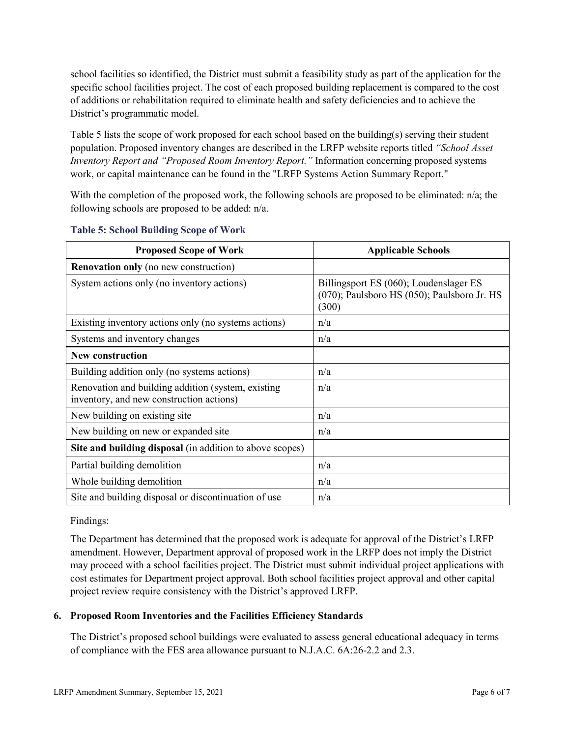school facilities so identified, the District must submit a feasibility study as part of the application for the specific school facilities project. The cost of each proposed building replacement is compared to the cost of additions or rehabilitation required to eliminate health and safety deficiencies and to achieve the District's programmatic model.

Table 5 lists the scope of work proposed for each school based on the building(s) serving their student population. Proposed inventory changes are described in the LRFP website reports titled *"School Asset Inventory Report and "Proposed Room Inventory Report."* Information concerning proposed systems work, or capital maintenance can be found in the "LRFP Systems Action Summary Report."

With the completion of the proposed work, the following schools are proposed to be eliminated: n/a; the following schools are proposed to be added: n/a.

**Table 5: School Building Scope of Work**

| Proposed Scope of Work | Applicable Schools |
|---|---|
| **Renovation only** (no new construction) | |
| System actions only (no inventory actions) | Billingsport ES (060); Loudenslager ES (070); Paulsboro HS (050); Paulsboro Jr. HS (300) |
| Existing inventory actions only (no systems actions) | n/a |
| Systems and inventory changes | n/a |
| **New construction** | |
| Building addition only (no systems actions) | n/a |
| Renovation and building addition (system, existing inventory, and new construction actions) | n/a |
| New building on existing site | n/a |
| New building on new or expanded site | n/a |
| **Site and building disposal** (in addition to above scopes) | |
| Partial building demolition | n/a |
| Whole building demolition | n/a |
| Site and building disposal or discontinuation of use | n/a |

Findings:

The Department has determined that the proposed work is adequate for approval of the District's LRFP amendment. However, Department approval of proposed work in the LRFP does not imply the District may proceed with a school facilities project. The District must submit individual project applications with cost estimates for Department project approval. Both school facilities project approval and other capital project review require consistency with the District's approved LRFP.

## 6. Proposed Room Inventories and the Facilities Efficiency Standards

The District's proposed school buildings were evaluated to assess general educational adequacy in terms of compliance with the FES area allowance pursuant to N.J.A.C. 6A:26-2.2 and 2.3.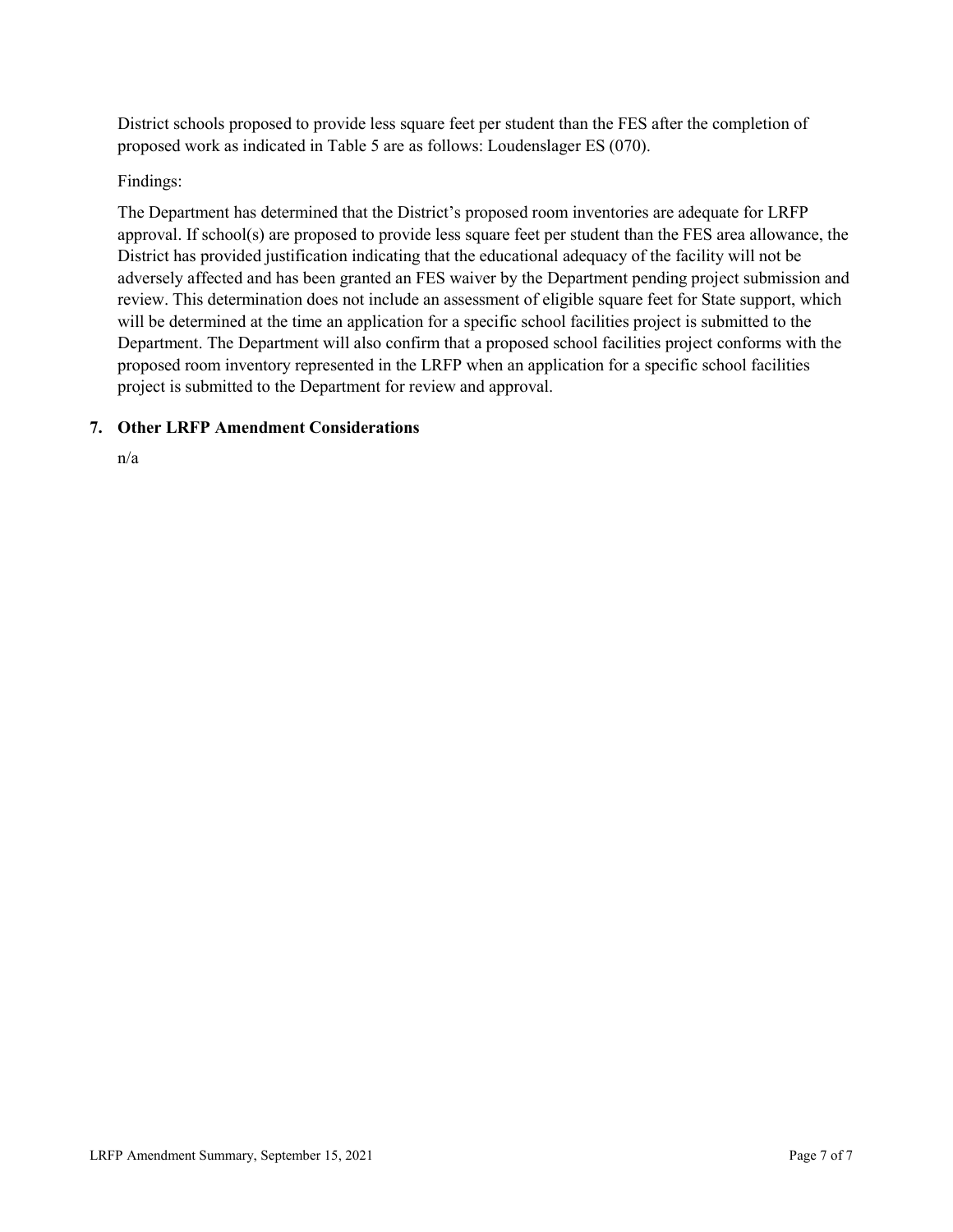District schools proposed to provide less square feet per student than the FES after the completion of proposed work as indicated in Table 5 are as follows: Loudenslager ES (070).

Findings:

The Department has determined that the District's proposed room inventories are adequate for LRFP approval. If school(s) are proposed to provide less square feet per student than the FES area allowance, the District has provided justification indicating that the educational adequacy of the facility will not be adversely affected and has been granted an FES waiver by the Department pending project submission and review. This determination does not include an assessment of eligible square feet for State support, which will be determined at the time an application for a specific school facilities project is submitted to the Department. The Department will also confirm that a proposed school facilities project conforms with the proposed room inventory represented in the LRFP when an application for a specific school facilities project is submitted to the Department for review and approval.

## 7. Other LRFP Amendment Considerations

n/a